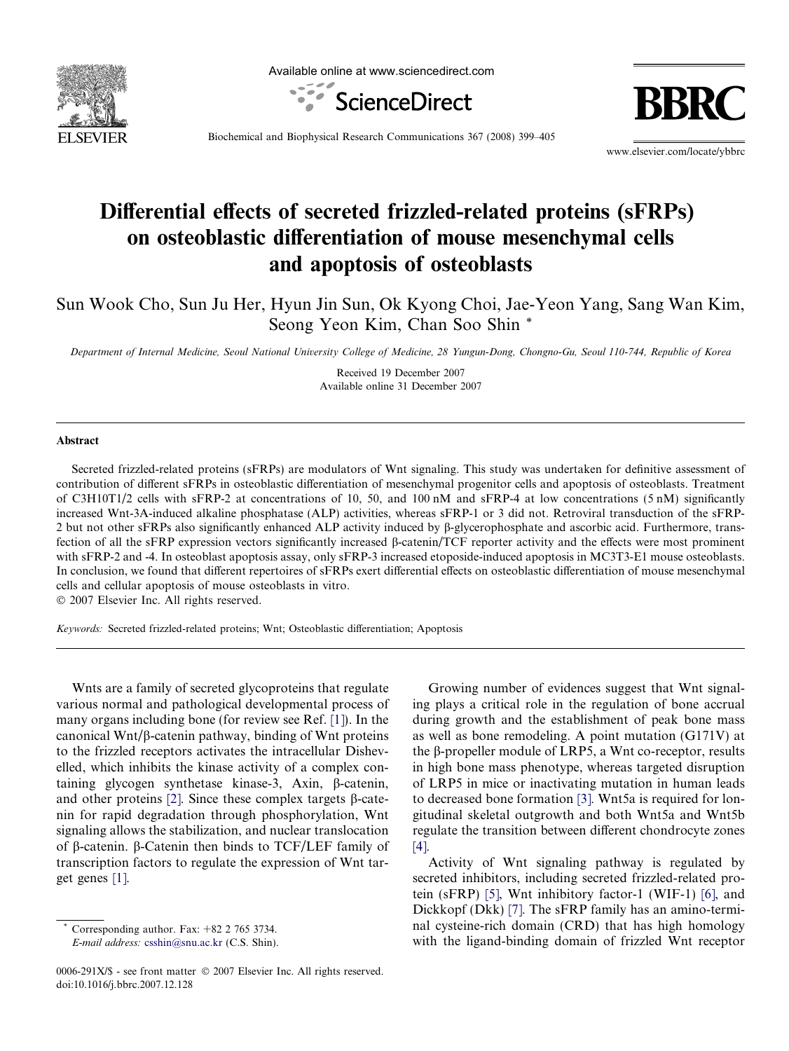# Differential effects of secreted frizzled-related proteins (sFRPs) on osteoblastic differentiation of mouse mesenchymal cells and apoptosis of osteoblasts

Sun Wook Cho, Sun Ju Her, Hyun Jin Sun, Ok Kyong Choi, Jae-Yeon Yang, Sang Wan Kim, Seong Yeon Kim, Chan Soo Shin *

*Department of Internal Medicine, Seoul National University College of Medicine, 28 Yungun-Dong, Chongno-Gu, Seoul 110-744, Republic of Korea*

Received 19 December 2007
Available online 31 December 2007

## Abstract

Secreted frizzled-related proteins (sFRPs) are modulators of Wnt signaling. This study was undertaken for definitive assessment of contribution of different sFRPs in osteoblastic differentiation of mesenchymal progenitor cells and apoptosis of osteoblasts. Treatment of C3H10T1/2 cells with sFRP-2 at concentrations of 10, 50, and 100 nM and sFRP-4 at low concentrations (5 nM) significantly increased Wnt-3A-induced alkaline phosphatase (ALP) activities, whereas sFRP-1 or 3 did not. Retroviral transduction of the sFRP-2 but not other sFRPs also significantly enhanced ALP activity induced by β-glycerophosphate and ascorbic acid. Furthermore, transfection of all the sFRP expression vectors significantly increased β-catenin/TCF reporter activity and the effects were most prominent with sFRP-2 and -4. In osteoblast apoptosis assay, only sFRP-3 increased etoposide-induced apoptosis in MC3T3-E1 mouse osteoblasts. In conclusion, we found that different repertoires of sFRPs exert differential effects on osteoblastic differentiation of mouse mesenchymal cells and cellular apoptosis of mouse osteoblasts in vitro.

© 2007 Elsevier Inc. All rights reserved.

*Keywords:* Secreted frizzled-related proteins; Wnt; Osteoblastic differentiation; Apoptosis

Wnts are a family of secreted glycoproteins that regulate various normal and pathological developmental process of many organs including bone (for review see Ref. [1]). In the canonical Wnt/β-catenin pathway, binding of Wnt proteins to the frizzled receptors activates the intracellular Dishevelled, which inhibits the kinase activity of a complex containing glycogen synthetase kinase-3, Axin, β-catenin, and other proteins [2]. Since these complex targets β-catenin for rapid degradation through phosphorylation, Wnt signaling allows the stabilization, and nuclear translocation of β-catenin. β-Catenin then binds to TCF/LEF family of transcription factors to regulate the expression of Wnt target genes [1].

Growing number of evidences suggest that Wnt signaling plays a critical role in the regulation of bone accrual during growth and the establishment of peak bone mass as well as bone remodeling. A point mutation (G171V) at the β-propeller module of LRP5, a Wnt co-receptor, results in high bone mass phenotype, whereas targeted disruption of LRP5 in mice or inactivating mutation in human leads to decreased bone formation [3]. Wnt5a is required for longitudinal skeletal outgrowth and both Wnt5a and Wnt5b regulate the transition between different chondrocyte zones [4].

Activity of Wnt signaling pathway is regulated by secreted inhibitors, including secreted frizzled-related protein (sFRP) [5], Wnt inhibitory factor-1 (WIF-1) [6], and Dickkopf (Dkk) [7]. The sFRP family has an amino-terminal cysteine-rich domain (CRD) that has high homology with the ligand-binding domain of frizzled Wnt receptor

* Corresponding author. Fax: +82 2 765 3734. *E-mail address:* csshin@snu.ac.kr (C.S. Shin).

0006-291X/$ - see front matter © 2007 Elsevier Inc. All rights reserved.
doi:10.1016/j.bbrc.2007.12.128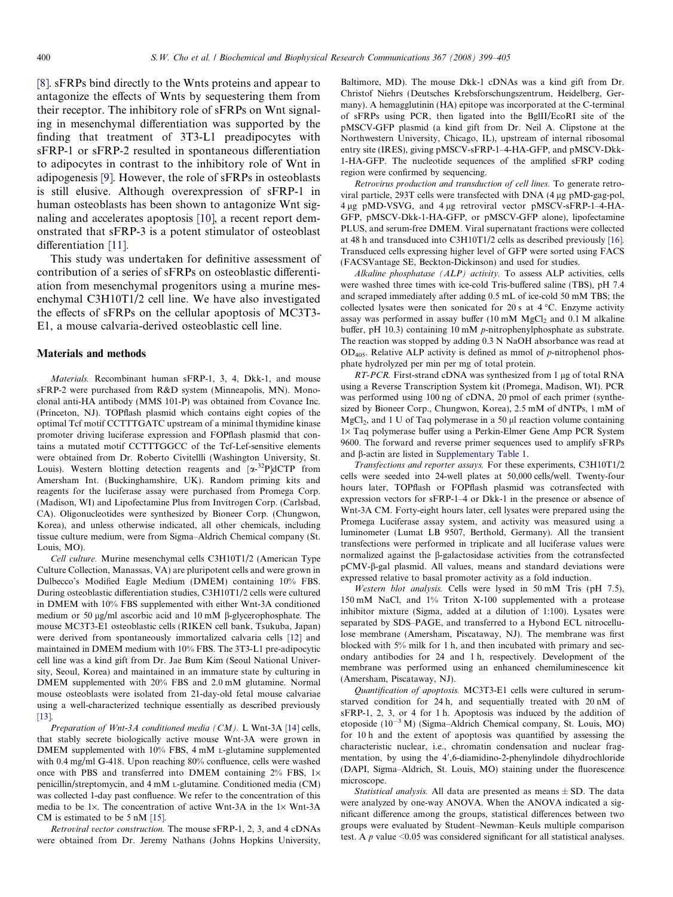[8]. sFRPs bind directly to the Wnts proteins and appear to antagonize the effects of Wnts by sequestering them from their receptor. The inhibitory role of sFRPs on Wnt signaling in mesenchymal differentiation was supported by the finding that treatment of 3T3-L1 preadipocytes with sFRP-1 or sFRP-2 resulted in spontaneous differentiation to adipocytes in contrast to the inhibitory role of Wnt in adipogenesis [9]. However, the role of sFRPs in osteoblasts is still elusive. Although overexpression of sFRP-1 in human osteoblasts has been shown to antagonize Wnt signaling and accelerates apoptosis [10], a recent report demonstrated that sFRP-3 is a potent stimulator of osteoblast differentiation [11].

This study was undertaken for definitive assessment of contribution of a series of sFRPs on osteoblastic differentiation from mesenchymal progenitors using a murine mesenchymal C3H10T1/2 cell line. We have also investigated the effects of sFRPs on the cellular apoptosis of MC3T3-E1, a mouse calvaria-derived osteoblastic cell line.

## Materials and methods

*Materials.* Recombinant human sFRP-1, 3, 4, Dkk-1, and mouse sFRP-2 were purchased from R&D system (Minneapolis, MN). Monoclonal anti-HA antibody (MMS 101-P) was obtained from Covance Inc. (Princeton, NJ). TOPflash plasmid which contains eight copies of the optimal Tcf motif CCTTTGATC upstream of a minimal thymidine kinase promoter driving luciferase expression and FOPflash plasmid that contains a mutated motif CCTTTGGCC of the Tcf-Lef-sensitive elements were obtained from Dr. Roberto Civitellli (Washington University, St. Louis). Western blotting detection reagents and [$\alpha$-$^{32}$P]dCTP from Amersham Int. (Buckinghamshire, UK). Random priming kits and reagents for the luciferase assay were purchased from Promega Corp. (Madison, WI) and Lipofectamine Plus from Invitrogen Corp. (Carlsbad, CA). Oligonucleotides were synthesized by Bioneer Corp. (Chungwon, Korea), and unless otherwise indicated, all other chemicals, including tissue culture medium, were from Sigma–Aldrich Chemical company (St. Louis, MO).

*Cell culture.* Murine mesenchymal cells C3H10T1/2 (American Type Culture Collection, Manassas, VA) are pluripotent cells and were grown in Dulbecco's Modified Eagle Medium (DMEM) containing 10% FBS. During osteoblastic differentiation studies, C3H10T1/2 cells were cultured in DMEM with 10% FBS supplemented with either Wnt-3A conditioned medium or 50 μg/ml ascorbic acid and 10 mM β-glycerophosphate. The mouse MC3T3-E1 osteoblastic cells (RIKEN cell bank, Tsukuba, Japan) were derived from spontaneously immortalized calvaria cells [12] and maintained in DMEM medium with 10% FBS. The 3T3-L1 pre-adipocytic cell line was a kind gift from Dr. Jae Bum Kim (Seoul National University, Seoul, Korea) and maintained in an immature state by culturing in DMEM supplemented with 20% FBS and 2.0 mM glutamine. Normal mouse osteoblasts were isolated from 21-day-old fetal mouse calvariae using a well-characterized technique essentially as described previously [13].

*Preparation of Wnt-3A conditioned media (CM).* L Wnt-3A [14] cells, that stably secrete biologically active mouse Wnt-3A were grown in DMEM supplemented with 10% FBS, 4 mM L-glutamine supplemented with 0.4 mg/ml G-418. Upon reaching 80% confluence, cells were washed once with PBS and transferred into DMEM containing 2% FBS, 1× penicillin/streptomycin, and 4 mM L-glutamine. Conditioned media (CM) was collected 1-day past confluence. We refer to the concentration of this media to be 1×. The concentration of active Wnt-3A in the 1× Wnt-3A CM is estimated to be 5 nM [15].

*Retroviral vector construction.* The mouse sFRP-1, 2, 3, and 4 cDNAs were obtained from Dr. Jeremy Nathans (Johns Hopkins University, Baltimore, MD). The mouse Dkk-1 cDNAs was a kind gift from Dr. Christof Niehrs (Deutsches Krebsforschungszentrum, Heidelberg, Germany). A hemagglutinin (HA) epitope was incorporated at the C-terminal of sFRPs using PCR, then ligated into the BglII/EcoRI site of the pMSCV-GFP plasmid (a kind gift from Dr. Neil A. Clipstone at the Northwestern University, Chicago, IL), upstream of internal ribosomal entry site (IRES), giving pMSCV-sFRP-1–4-HA-GFP, and pMSCV-Dkk-1-HA-GFP. The nucleotide sequences of the amplified sFRP coding region were confirmed by sequencing.

*Retrovirus production and transduction of cell lines.* To generate retroviral particle, 293T cells were transfected with DNA (4 μg pMD-gag-pol, 4 μg pMD-VSVG, and 4 μg retroviral vector pMSCV-sFRP-1–4-HA-GFP, pMSCV-Dkk-1-HA-GFP, or pMSCV-GFP alone), lipofectamine PLUS, and serum-free DMEM. Viral supernatant fractions were collected at 48 h and transduced into C3H10T1/2 cells as described previously [16]. Transduced cells expressing higher level of GFP were sorted using FACS (FACSVantage SE, Beckton-Dickinson) and used for studies.

*Alkaline phosphatase (ALP) activity.* To assess ALP activities, cells were washed three times with ice-cold Tris-buffered saline (TBS), pH 7.4 and scraped immediately after adding 0.5 mL of ice-cold 50 mM TBS; the collected lysates were then sonicated for 20 s at 4 °C. Enzyme activity assay was performed in assay buffer (10 mM $MgCl_2$ and 0.1 M alkaline buffer, pH 10.3) containing 10 mM *p*-nitrophenylphosphate as substrate. The reaction was stopped by adding 0.3 N NaOH absorbance was read at $OD_{405}$. Relative ALP activity is defined as mmol of *p*-nitrophenol phosphate hydrolyzed per min per mg of total protein.

*RT-PCR.* First-strand cDNA was synthesized from 1 μg of total RNA using a Reverse Transcription System kit (Promega, Madison, WI). PCR was performed using 100 ng of cDNA, 20 pmol of each primer (synthesized by Bioneer Corp., Chungwon, Korea), 2.5 mM of dNTPs, 1 mM of $MgCl_2$, and 1 U of Taq polymerase in a 50 μl reaction volume containing 1× Taq polymerase buffer using a Perkin-Elmer Gene Amp PCR System 9600. The forward and reverse primer sequences used to amplify sFRPs and β-actin are listed in Supplementary Table 1.

*Transfections and reporter assays.* For these experiments, C3H10T1/2 cells were seeded into 24-well plates at 50,000 cells/well. Twenty-four hours later, TOPflash or FOPflash plasmid was cotransfected with expression vectors for sFRP-1–4 or Dkk-1 in the presence or absence of Wnt-3A CM. Forty-eight hours later, cell lysates were prepared using the Promega Luciferase assay system, and activity was measured using a luminometer (Lumat LB 9507, Berthold, Germany). All the transient transfections were performed in triplicate and all luciferase values were normalized against the β-galactosidase activities from the cotransfected pCMV-β-gal plasmid. All values, means and standard deviations were expressed relative to basal promoter activity as a fold induction.

*Western blot analysis.* Cells were lysed in 50 mM Tris (pH 7.5), 150 mM NaCl, and 1% Triton X-100 supplemented with a protease inhibitor mixture (Sigma, added at a dilution of 1:100). Lysates were separated by SDS–PAGE, and transferred to a Hybond ECL nitrocellulose membrane (Amersham, Piscataway, NJ). The membrane was first blocked with 5% milk for 1 h, and then incubated with primary and secondary antibodies for 24 and 1 h, respectively. Development of the membrane was performed using an enhanced chemiluminescence kit (Amersham, Piscataway, NJ).

*Quantification of apoptosis.* MC3T3-E1 cells were cultured in serum-starved condition for 24 h, and sequentially treated with 20 nM of sFRP-1, 2, 3, or 4 for 1 h. Apoptosis was induced by the addition of etoposide ($10^{-3}$ M) (Sigma–Aldrich Chemical company, St. Louis, MO) for 10 h and the extent of apoptosis was quantified by assessing the characteristic nuclear, i.e., chromatin condensation and nuclear fragmentation, by using the 4′,6-diamidino-2-phenylindole dihydrochloride (DAPI, Sigma–Aldrich, St. Louis, MO) staining under the fluorescence microscope.

*Statistical analysis.* All data are presented as means ± SD. The data were analyzed by one-way ANOVA. When the ANOVA indicated a significant difference among the groups, statistical differences between two groups were evaluated by Student–Newman–Keuls multiple comparison test. A $p$ value $<0.05$ was considered significant for all statistical analyses.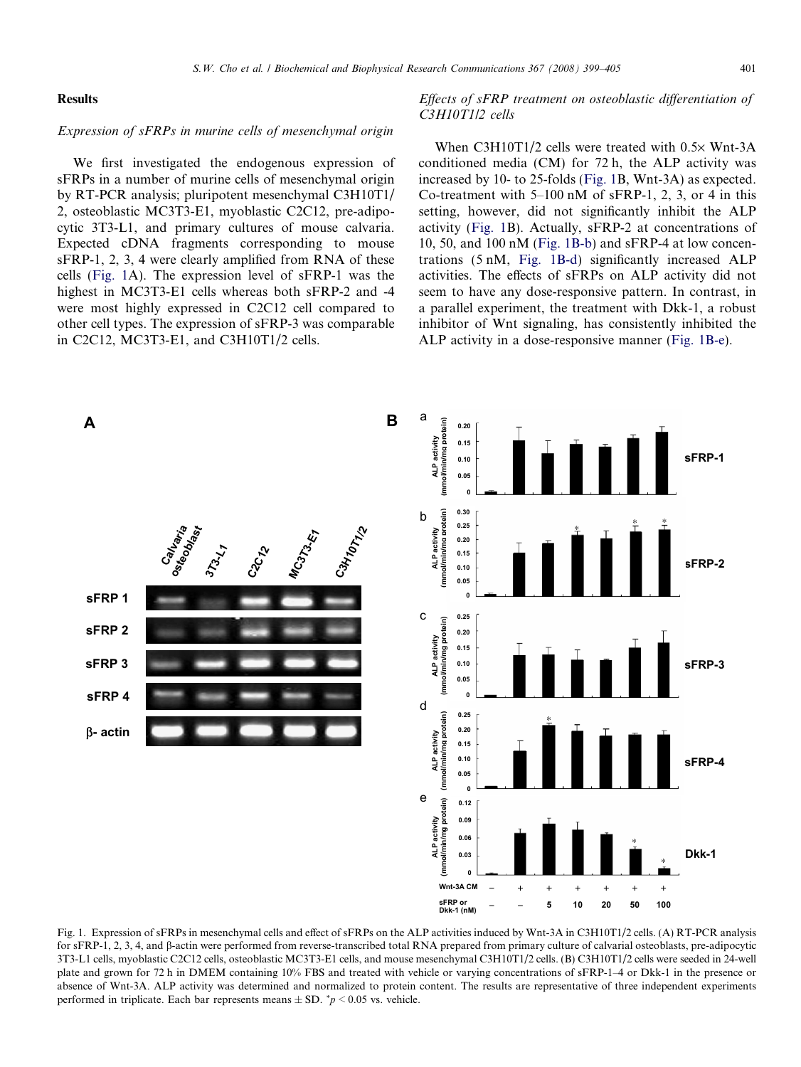## Results

### Expression of sFRPs in murine cells of mesenchymal origin

We first investigated the endogenous expression of sFRPs in a number of murine cells of mesenchymal origin by RT-PCR analysis; pluripotent mesenchymal C3H10T1/2, osteoblastic MC3T3-E1, myoblastic C2C12, pre-adipocytic 3T3-L1, and primary cultures of mouse calvaria. Expected cDNA fragments corresponding to mouse sFRP-1, 2, 3, 4 were clearly amplified from RNA of these cells (Fig. 1A). The expression level of sFRP-1 was the highest in MC3T3-E1 cells whereas both sFRP-2 and -4 were most highly expressed in C2C12 cell compared to other cell types. The expression of sFRP-3 was comparable in C2C12, MC3T3-E1, and C3H10T1/2 cells.

### Effects of sFRP treatment on osteoblastic differentiation of C3H10T1/2 cells

When C3H10T1/2 cells were treated with 0.5× Wnt-3A conditioned media (CM) for 72 h, the ALP activity was increased by 10- to 25-folds (Fig. 1B, Wnt-3A) as expected. Co-treatment with 5–100 nM of sFRP-1, 2, 3, or 4 in this setting, however, did not significantly inhibit the ALP activity (Fig. 1B). Actually, sFRP-2 at concentrations of 10, 50, and 100 nM (Fig. 1B-b) and sFRP-4 at low concentrations (5 nM, Fig. 1B-d) significantly increased ALP activities. The effects of sFRPs on ALP activity did not seem to have any dose-responsive pattern. In contrast, in a parallel experiment, the treatment with Dkk-1, a robust inhibitor of Wnt signaling, has consistently inhibited the ALP activity in a dose-responsive manner (Fig. 1B-e).

Fig. 1. Expression of sFRPs in mesenchymal cells and effect of sFRPs on the ALP activities induced by Wnt-3A in C3H10T1/2 cells. (A) RT-PCR analysis for sFRP-1, 2, 3, 4, and β-actin were performed from reverse-transcribed total RNA prepared from primary culture of calvarial osteoblasts, pre-adipocytic 3T3-L1 cells, myoblastic C2C12 cells, osteoblastic MC3T3-E1 cells, and mouse mesenchymal C3H10T1/2 cells. (B) C3H10T1/2 cells were seeded in 24-well plate and grown for 72 h in DMEM containing 10% FBS and treated with vehicle or varying concentrations of sFRP-1–4 or Dkk-1 in the presence or absence of Wnt-3A. ALP activity was determined and normalized to protein content. The results are representative of three independent experiments performed in triplicate. Each bar represents means ± SD. $^*p < 0.05$ vs. vehicle.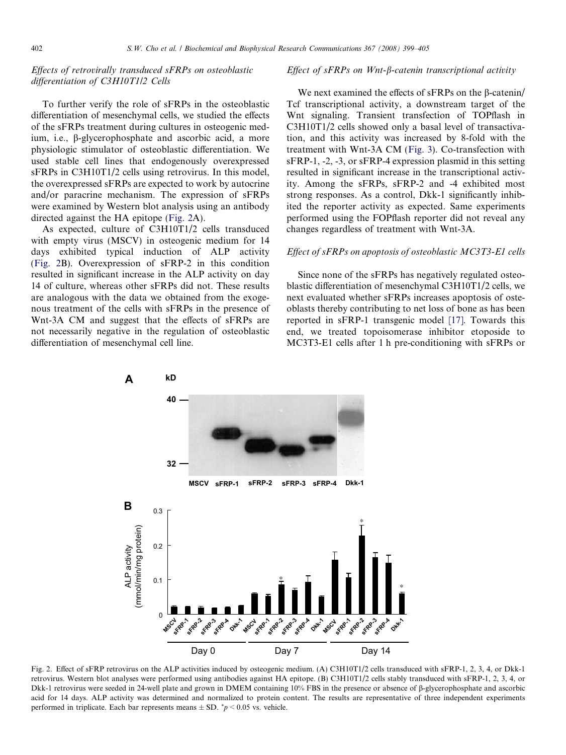### Effects of retrovirally transduced sFRPs on osteoblastic differentiation of C3H10T1/2 Cells

To further verify the role of sFRPs in the osteoblastic differentiation of mesenchymal cells, we studied the effects of the sFRPs treatment during cultures in osteogenic medium, i.e., β-glycerophosphate and ascorbic acid, a more physiologic stimulator of osteoblastic differentiation. We used stable cell lines that endogenously overexpressed sFRPs in C3H10T1/2 cells using retrovirus. In this model, the overexpressed sFRPs are expected to work by autocrine and/or paracrine mechanism. The expression of sFRPs were examined by Western blot analysis using an antibody directed against the HA epitope (Fig. 2A).

As expected, culture of C3H10T1/2 cells transduced with empty virus (MSCV) in osteogenic medium for 14 days exhibited typical induction of ALP activity (Fig. 2B). Overexpression of sFRP-2 in this condition resulted in significant increase in the ALP activity on day 14 of culture, whereas other sFRPs did not. These results are analogous with the data we obtained from the exogenous treatment of the cells with sFRPs in the presence of Wnt-3A CM and suggest that the effects of sFRPs are not necessarily negative in the regulation of osteoblastic differentiation of mesenchymal cell line.

### Effect of sFRPs on Wnt-β-catenin transcriptional activity

We next examined the effects of sFRPs on the β-catenin/Tcf transcriptional activity, a downstream target of the Wnt signaling. Transient transfection of TOPflash in C3H10T1/2 cells showed only a basal level of transactivation, and this activity was increased by 8-fold with the treatment with Wnt-3A CM (Fig. 3). Co-transfection with sFRP-1, -2, -3, or sFRP-4 expression plasmid in this setting resulted in significant increase in the transcriptional activity. Among the sFRPs, sFRP-2 and -4 exhibited most strong responses. As a control, Dkk-1 significantly inhibited the reporter activity as expected. Same experiments performed using the FOPflash reporter did not reveal any changes regardless of treatment with Wnt-3A.

### Effect of sFRPs on apoptosis of osteoblastic MC3T3-E1 cells

Since none of the sFRPs has negatively regulated osteoblastic differentiation of mesenchymal C3H10T1/2 cells, we next evaluated whether sFRPs increases apoptosis of osteoblasts thereby contributing to net loss of bone as has been reported in sFRP-1 transgenic model [17]. Towards this end, we treated topoisomerase inhibitor etoposide to MC3T3-E1 cells after 1 h pre-conditioning with sFRPs or

Fig. 2. Effect of sFRP retrovirus on the ALP activities induced by osteogenic medium. (A) C3H10T1/2 cells transduced with sFRP-1, 2, 3, 4, or Dkk-1 retrovirus. Western blot analyses were performed using antibodies against HA epitope. (B) C3H10T1/2 cells stably transduced with sFRP-1, 2, 3, 4, or Dkk-1 retrovirus were seeded in 24-well plate and grown in DMEM containing 10% FBS in the presence or absence of β-glycerophosphate and ascorbic acid for 14 days. ALP activity was determined and normalized to protein content. The results are representative of three independent experiments performed in triplicate. Each bar represents means ± SD. *$p < 0.05$ vs. vehicle.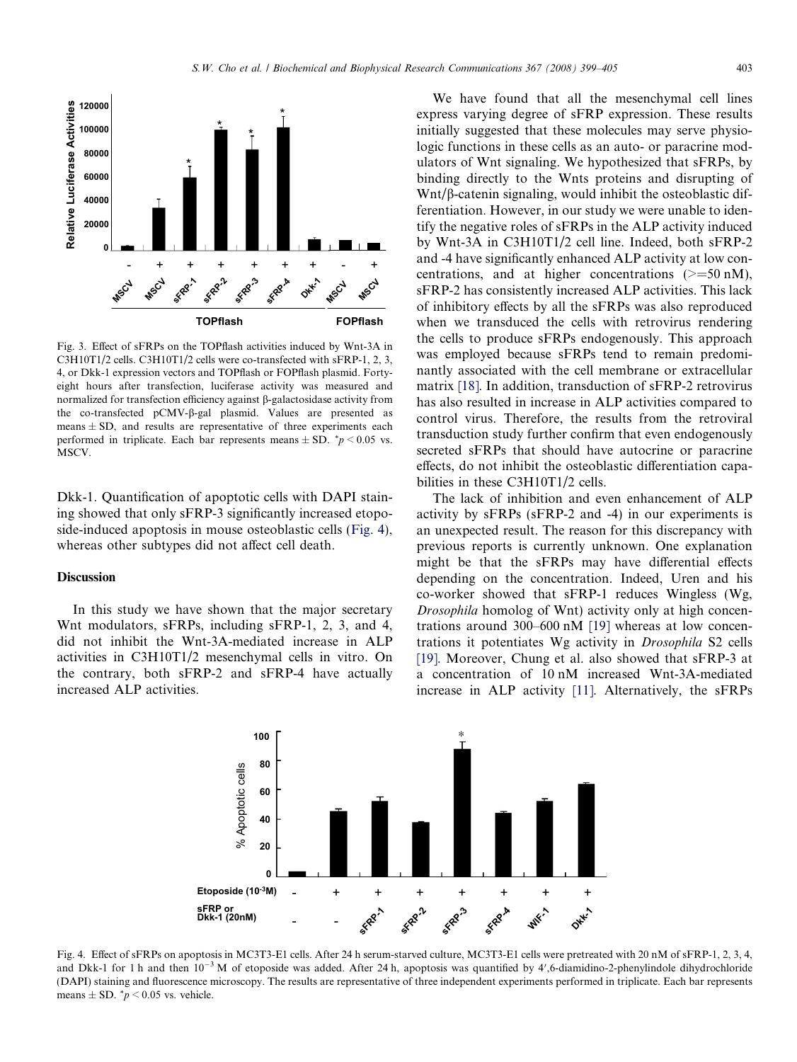Fig. 3. Effect of sFRPs on the TOPflash activities induced by Wnt-3A in C3H10T1/2 cells. C3H10T1/2 cells were co-transfected with sFRP-1, 2, 3, 4, or Dkk-1 expression vectors and TOPflash or FOPflash plasmid. Forty-eight hours after transfection, luciferase activity was measured and normalized for transfection efficiency against β-galactosidase activity from the co-transfected pCMV-β-gal plasmid. Values are presented as means ± SD, and results are representative of three experiments each performed in triplicate. Each bar represents means ± SD. $^{*}p < 0.05$ vs. MSCV.

Dkk-1. Quantification of apoptotic cells with DAPI staining showed that only sFRP-3 significantly increased etoposide-induced apoptosis in mouse osteoblastic cells (Fig. 4), whereas other subtypes did not affect cell death.

## Discussion

In this study we have shown that the major secretary Wnt modulators, sFRPs, including sFRP-1, 2, 3, and 4, did not inhibit the Wnt-3A-mediated increase in ALP activities in C3H10T1/2 mesenchymal cells in vitro. On the contrary, both sFRP-2 and sFRP-4 have actually increased ALP activities.

We have found that all the mesenchymal cell lines express varying degree of sFRP expression. These results initially suggested that these molecules may serve physiologic functions in these cells as an auto- or paracrine modulators of Wnt signaling. We hypothesized that sFRPs, by binding directly to the Wnts proteins and disrupting of Wnt/β-catenin signaling, would inhibit the osteoblastic differentiation. However, in our study we were unable to identify the negative roles of sFRPs in the ALP activity induced by Wnt-3A in C3H10T1/2 cell line. Indeed, both sFRP-2 and -4 have significantly enhanced ALP activity at low concentrations, and at higher concentrations (>=50 nM), sFRP-2 has consistently increased ALP activities. This lack of inhibitory effects by all the sFRPs was also reproduced when we transduced the cells with retrovirus rendering the cells to produce sFRPs endogenously. This approach was employed because sFRPs tend to remain predominantly associated with the cell membrane or extracellular matrix [18]. In addition, transduction of sFRP-2 retrovirus has also resulted in increase in ALP activities compared to control virus. Therefore, the results from the retroviral transduction study further confirm that even endogenously secreted sFRPs that should have autocrine or paracrine effects, do not inhibit the osteoblastic differentiation capabilities in these C3H10T1/2 cells.

The lack of inhibition and even enhancement of ALP activity by sFRPs (sFRP-2 and -4) in our experiments is an unexpected result. The reason for this discrepancy with previous reports is currently unknown. One explanation might be that the sFRPs may have differential effects depending on the concentration. Indeed, Uren and his co-worker showed that sFRP-1 reduces Wingless (Wg, *Drosophila* homolog of Wnt) activity only at high concentrations around 300–600 nM [19] whereas at low concentrations it potentiates Wg activity in *Drosophila* S2 cells [19]. Moreover, Chung et al. also showed that sFRP-3 at a concentration of 10 nM increased Wnt-3A-mediated increase in ALP activity [11]. Alternatively, the sFRPs

Fig. 4. Effect of sFRPs on apoptosis in MC3T3-E1 cells. After 24 h serum-starved culture, MC3T3-E1 cells were pretreated with 20 nM of sFRP-1, 2, 3, 4, and Dkk-1 for 1 h and then $10^{-3}$ M of etoposide was added. After 24 h, apoptosis was quantified by 4′,6-diamidino-2-phenylindole dihydrochloride (DAPI) staining and fluorescence microscopy. The results are representative of three independent experiments performed in triplicate. Each bar represents means ± SD. $^{*}p < 0.05$ vs. vehicle.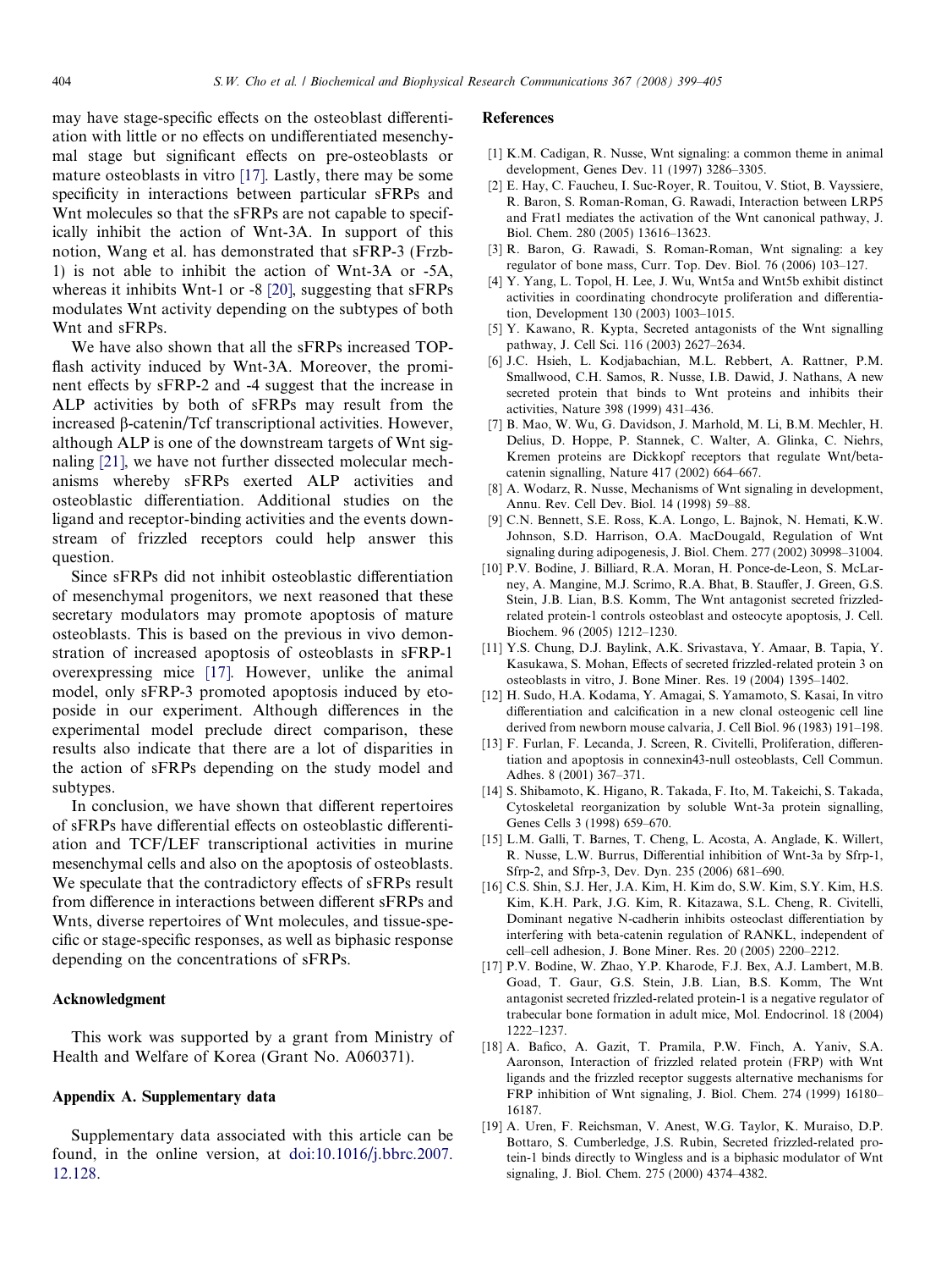may have stage-specific effects on the osteoblast differentiation with little or no effects on undifferentiated mesenchymal stage but significant effects on pre-osteoblasts or mature osteoblasts in vitro [17]. Lastly, there may be some specificity in interactions between particular sFRPs and Wnt molecules so that the sFRPs are not capable to specifically inhibit the action of Wnt-3A. In support of this notion, Wang et al. has demonstrated that sFRP-3 (Frzb-1) is not able to inhibit the action of Wnt-3A or -5A, whereas it inhibits Wnt-1 or -8 [20], suggesting that sFRPs modulates Wnt activity depending on the subtypes of both Wnt and sFRPs.

We have also shown that all the sFRPs increased TOP-flash activity induced by Wnt-3A. Moreover, the prominent effects by sFRP-2 and -4 suggest that the increase in ALP activities by both of sFRPs may result from the increased β-catenin/Tcf transcriptional activities. However, although ALP is one of the downstream targets of Wnt signaling [21], we have not further dissected molecular mechanisms whereby sFRPs exerted ALP activities and osteoblastic differentiation. Additional studies on the ligand and receptor-binding activities and the events downstream of frizzled receptors could help answer this question.

Since sFRPs did not inhibit osteoblastic differentiation of mesenchymal progenitors, we next reasoned that these secretary modulators may promote apoptosis of mature osteoblasts. This is based on the previous in vivo demonstration of increased apoptosis of osteoblasts in sFRP-1 overexpressing mice [17]. However, unlike the animal model, only sFRP-3 promoted apoptosis induced by etoposide in our experiment. Although differences in the experimental model preclude direct comparison, these results also indicate that there are a lot of disparities in the action of sFRPs depending on the study model and subtypes.

In conclusion, we have shown that different repertoires of sFRPs have differential effects on osteoblastic differentiation and TCF/LEF transcriptional activities in murine mesenchymal cells and also on the apoptosis of osteoblasts. We speculate that the contradictory effects of sFRPs result from difference in interactions between different sFRPs and Wnts, diverse repertoires of Wnt molecules, and tissue-specific or stage-specific responses, as well as biphasic response depending on the concentrations of sFRPs.

## Acknowledgment

This work was supported by a grant from Ministry of Health and Welfare of Korea (Grant No. A060371).

## Appendix A. Supplementary data

Supplementary data associated with this article can be found, in the online version, at doi:10.1016/j.bbrc.2007.12.128.

## References

[1] K.M. Cadigan, R. Nusse, Wnt signaling: a common theme in animal development, Genes Dev. 11 (1997) 3286–3305.

[2] E. Hay, C. Faucheu, I. Suc-Royer, R. Touitou, V. Stiot, B. Vayssiere, R. Baron, S. Roman-Roman, G. Rawadi, Interaction between LRP5 and Frat1 mediates the activation of the Wnt canonical pathway, J. Biol. Chem. 280 (2005) 13616–13623.

[3] R. Baron, G. Rawadi, S. Roman-Roman, Wnt signaling: a key regulator of bone mass, Curr. Top. Dev. Biol. 76 (2006) 103–127.

[4] Y. Yang, L. Topol, H. Lee, J. Wu, Wnt5a and Wnt5b exhibit distinct activities in coordinating chondrocyte proliferation and differentiation, Development 130 (2003) 1003–1015.

[5] Y. Kawano, R. Kypta, Secreted antagonists of the Wnt signalling pathway, J. Cell Sci. 116 (2003) 2627–2634.

[6] J.C. Hsieh, L. Kodjabachian, M.L. Rebbert, A. Rattner, P.M. Smallwood, C.H. Samos, R. Nusse, I.B. Dawid, J. Nathans, A new secreted protein that binds to Wnt proteins and inhibits their activities, Nature 398 (1999) 431–436.

[7] B. Mao, W. Wu, G. Davidson, J. Marhold, M. Li, B.M. Mechler, H. Delius, D. Hoppe, P. Stannek, C. Walter, A. Glinka, C. Niehrs, Kremen proteins are Dickkopf receptors that regulate Wnt/beta-catenin signalling, Nature 417 (2002) 664–667.

[8] A. Wodarz, R. Nusse, Mechanisms of Wnt signaling in development, Annu. Rev. Cell Dev. Biol. 14 (1998) 59–88.

[9] C.N. Bennett, S.E. Ross, K.A. Longo, L. Bajnok, N. Hemati, K.W. Johnson, S.D. Harrison, O.A. MacDougald, Regulation of Wnt signaling during adipogenesis, J. Biol. Chem. 277 (2002) 30998–31004.

[10] P.V. Bodine, J. Billiard, R.A. Moran, H. Ponce-de-Leon, S. McLarney, A. Mangine, M.J. Scrimo, R.A. Bhat, B. Stauffer, J. Green, G.S. Stein, J.B. Lian, B.S. Komm, The Wnt antagonist secreted frizzled-related protein-1 controls osteoblast and osteocyte apoptosis, J. Cell. Biochem. 96 (2005) 1212–1230.

[11] Y.S. Chung, D.J. Baylink, A.K. Srivastava, Y. Amaar, B. Tapia, Y. Kasukawa, S. Mohan, Effects of secreted frizzled-related protein 3 on osteoblasts in vitro, J. Bone Miner. Res. 19 (2004) 1395–1402.

[12] H. Sudo, H.A. Kodama, Y. Amagai, S. Yamamoto, S. Kasai, In vitro differentiation and calcification in a new clonal osteogenic cell line derived from newborn mouse calvaria, J. Cell Biol. 96 (1983) 191–198.

[13] F. Furlan, F. Lecanda, J. Screen, R. Civitelli, Proliferation, differentiation and apoptosis in connexin43-null osteoblasts, Cell Commun. Adhes. 8 (2001) 367–371.

[14] S. Shibamoto, K. Higano, R. Takada, F. Ito, M. Takeichi, S. Takada, Cytoskeletal reorganization by soluble Wnt-3a protein signalling, Genes Cells 3 (1998) 659–670.

[15] L.M. Galli, T. Barnes, T. Cheng, L. Acosta, A. Anglade, K. Willert, R. Nusse, L.W. Burrus, Differential inhibition of Wnt-3a by Sfrp-1, Sfrp-2, and Sfrp-3, Dev. Dyn. 235 (2006) 681–690.

[16] C.S. Shin, S.J. Her, J.A. Kim, H. Kim do, S.W. Kim, S.Y. Kim, H.S. Kim, K.H. Park, J.G. Kim, R. Kitazawa, S.L. Cheng, R. Civitelli, Dominant negative N-cadherin inhibits osteoclast differentiation by interfering with beta-catenin regulation of RANKL, independent of cell–cell adhesion, J. Bone Miner. Res. 20 (2005) 2200–2212.

[17] P.V. Bodine, W. Zhao, Y.P. Kharode, F.J. Bex, A.J. Lambert, M.B. Goad, T. Gaur, G.S. Stein, J.B. Lian, B.S. Komm, The Wnt antagonist secreted frizzled-related protein-1 is a negative regulator of trabecular bone formation in adult mice, Mol. Endocrinol. 18 (2004) 1222–1237.

[18] A. Bafico, A. Gazit, T. Pramila, P.W. Finch, A. Yaniv, S.A. Aaronson, Interaction of frizzled related protein (FRP) with Wnt ligands and the frizzled receptor suggests alternative mechanisms for FRP inhibition of Wnt signaling, J. Biol. Chem. 274 (1999) 16180–16187.

[19] A. Uren, F. Reichsman, V. Anest, W.G. Taylor, K. Muraiso, D.P. Bottaro, S. Cumberledge, J.S. Rubin, Secreted frizzled-related protein-1 binds directly to Wingless and is a biphasic modulator of Wnt signaling, J. Biol. Chem. 275 (2000) 4374–4382.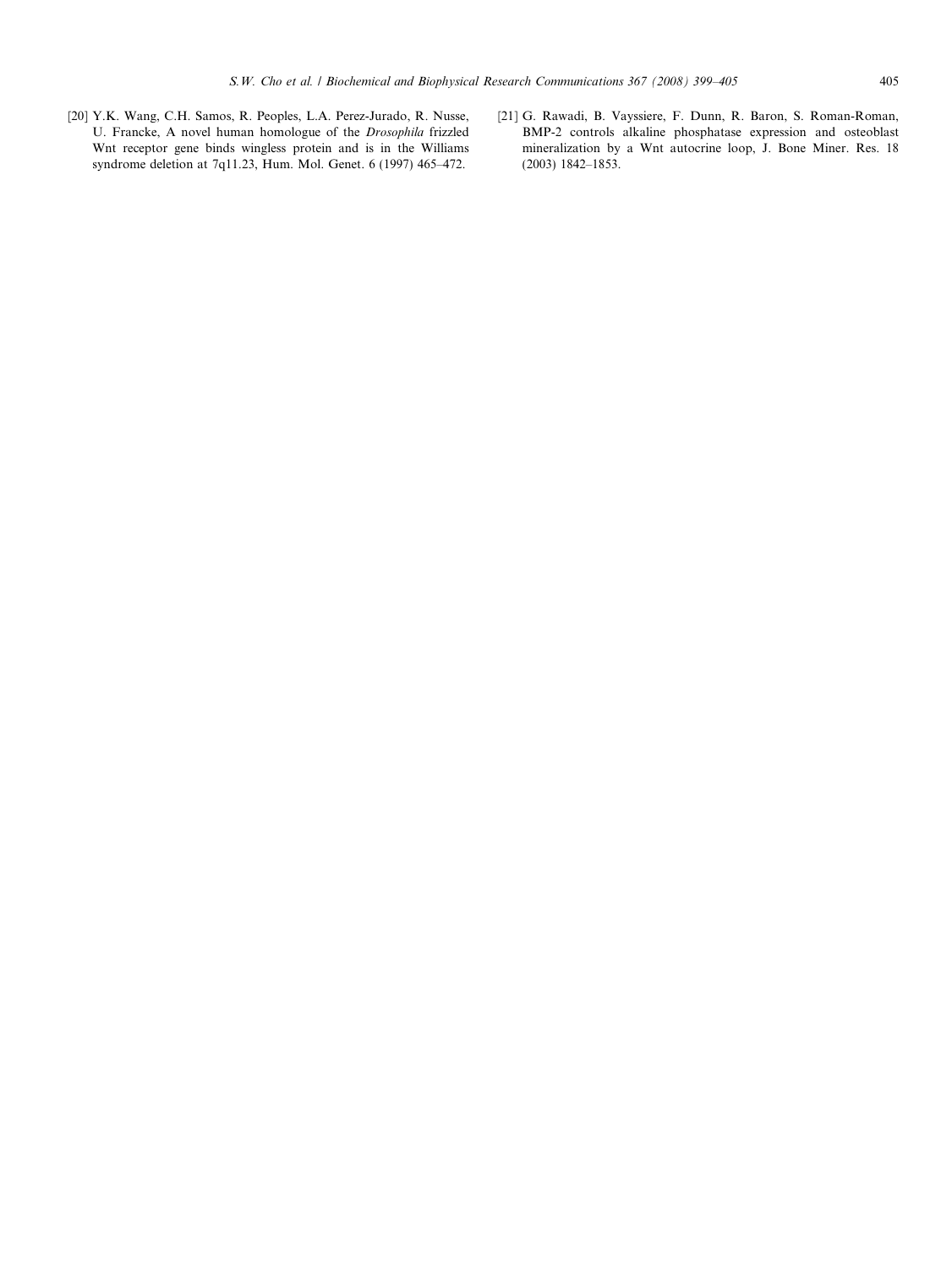[20] Y.K. Wang, C.H. Samos, R. Peoples, L.A. Perez-Jurado, R. Nusse, U. Francke, A novel human homologue of the *Drosophila* frizzled Wnt receptor gene binds wingless protein and is in the Williams syndrome deletion at 7q11.23, Hum. Mol. Genet. 6 (1997) 465–472.

[21] G. Rawadi, B. Vayssiere, F. Dunn, R. Baron, S. Roman-Roman, BMP-2 controls alkaline phosphatase expression and osteoblast mineralization by a Wnt autocrine loop, J. Bone Miner. Res. 18 (2003) 1842–1853.